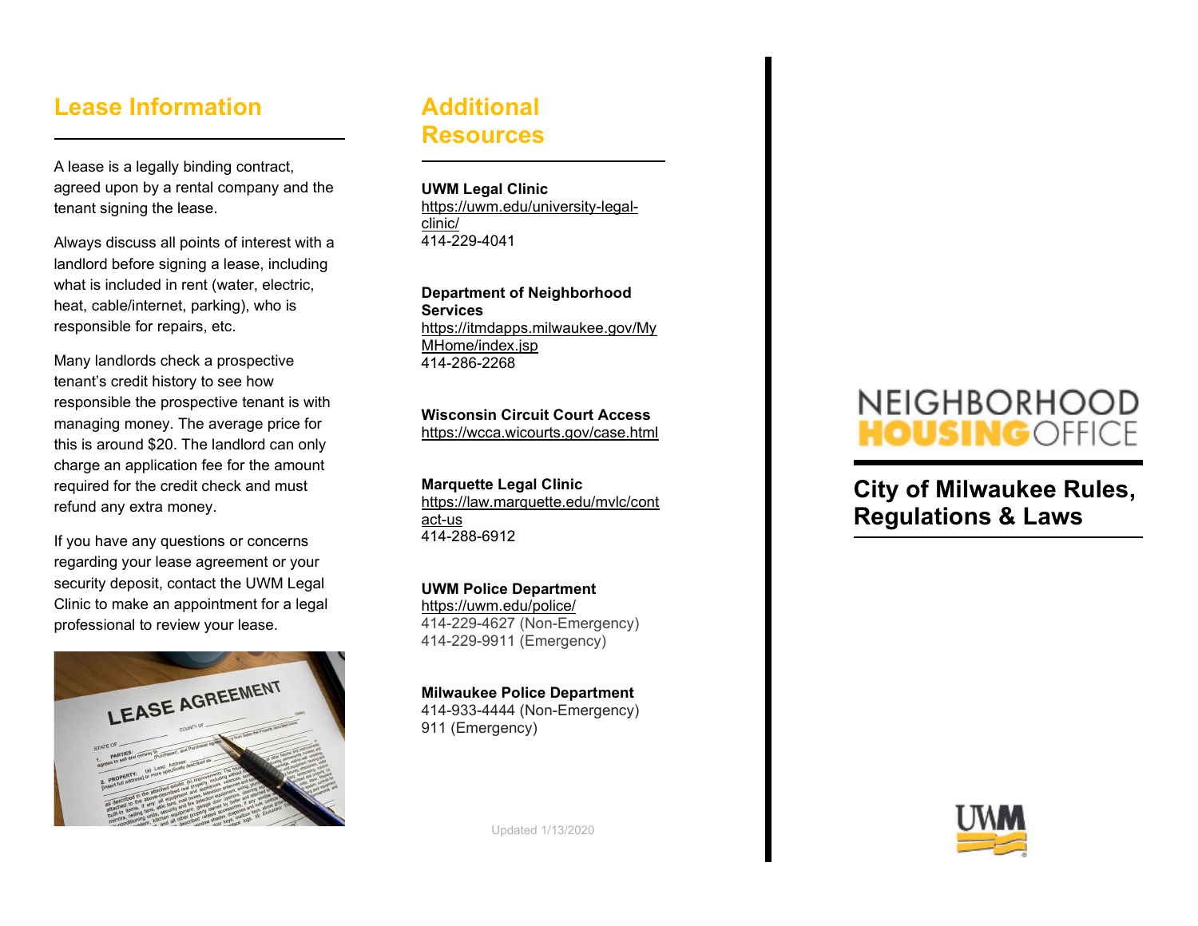## Lease Information

A lease is a legally binding contract, agreed upon by a rental company and the tenant signing the lease.

Always discuss all points of interest with a landlord before signing a lease, including what is included in rent (water, electric, heat, cable/internet, parking), who is responsible for repairs, etc.

Many landlords check a prospective tenant's credit history to see how responsible the prospective tenant is with managing money. The average price for this is around $20. The landlord can only charge an application fee for the amount required for the credit check and must refund any extra money.

If you have any questions or concerns regarding your lease agreement or your security deposit, contact the UWM Legal Clinic to make an appointment for a legal professional to review your lease.

## Additional Resources

**UWM Legal Clinic**
https://uwm.edu/university-legal-clinic/
414-229-4041

**Department of Neighborhood Services**
https://itmdapps.milwaukee.gov/MyMHome/index.jsp
414-286-2268

**Wisconsin Circuit Court Access**
https://wcca.wicourts.gov/case.html

**Marquette Legal Clinic**
https://law.marquette.edu/mvlc/contact-us
414-288-6912

**UWM Police Department**
https://uwm.edu/police/
414-229-4627 (Non-Emergency)
414-229-9911 (Emergency)

**Milwaukee Police Department**
414-933-4444 (Non-Emergency)
911 (Emergency)

Updated 1/13/2020

# NEIGHBORHOOD HOUSING OFFICE

## City of Milwaukee Rules, Regulations & Laws

UWM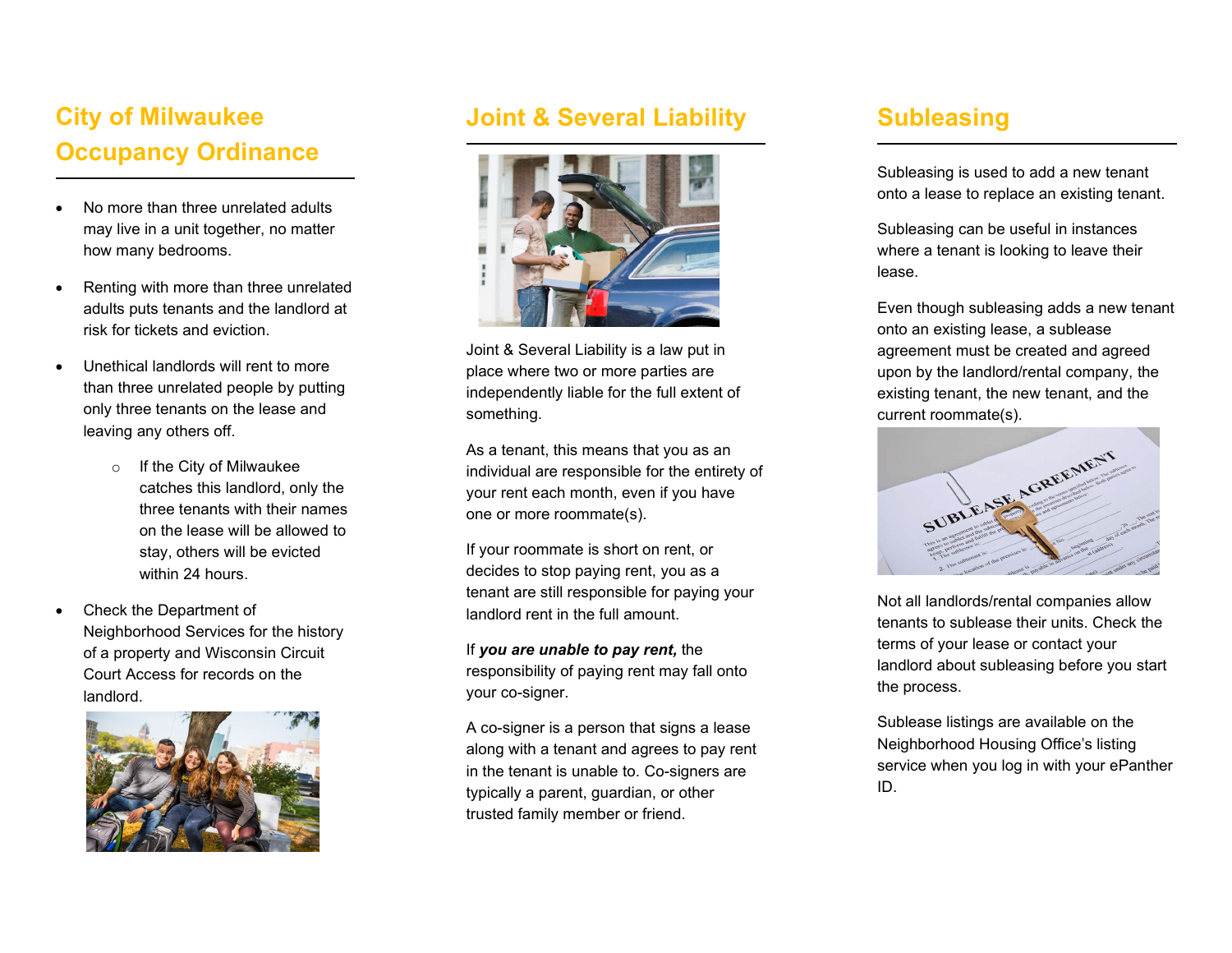## City of Milwaukee Occupancy Ordinance

- No more than three unrelated adults may live in a unit together, no matter how many bedrooms.
- Renting with more than three unrelated adults puts tenants and the landlord at risk for tickets and eviction.
- Unethical landlords will rent to more than three unrelated people by putting only three tenants on the lease and leaving any others off.
    - If the City of Milwaukee catches this landlord, only the three tenants with their names on the lease will be allowed to stay, others will be evicted within 24 hours.
- Check the Department of Neighborhood Services for the history of a property and Wisconsin Circuit Court Access for records on the landlord.

## Joint & Several Liability

Joint & Several Liability is a law put in place where two or more parties are independently liable for the full extent of something.

As a tenant, this means that you as an individual are responsible for the entirety of your rent each month, even if you have one or more roommate(s).

If your roommate is short on rent, or decides to stop paying rent, you as a tenant are still responsible for paying your landlord rent in the full amount.

If ***you are unable to pay rent,*** the responsibility of paying rent may fall onto your co-signer.

A co-signer is a person that signs a lease along with a tenant and agrees to pay rent in the tenant is unable to. Co-signers are typically a parent, guardian, or other trusted family member or friend.

## Subleasing

Subleasing is used to add a new tenant onto a lease to replace an existing tenant.

Subleasing can be useful in instances where a tenant is looking to leave their lease.

Even though subleasing adds a new tenant onto an existing lease, a sublease agreement must be created and agreed upon by the landlord/rental company, the existing tenant, the new tenant, and the current roommate(s).

Not all landlords/rental companies allow tenants to sublease their units. Check the terms of your lease or contact your landlord about subleasing before you start the process.

Sublease listings are available on the Neighborhood Housing Office's listing service when you log in with your ePanther ID.